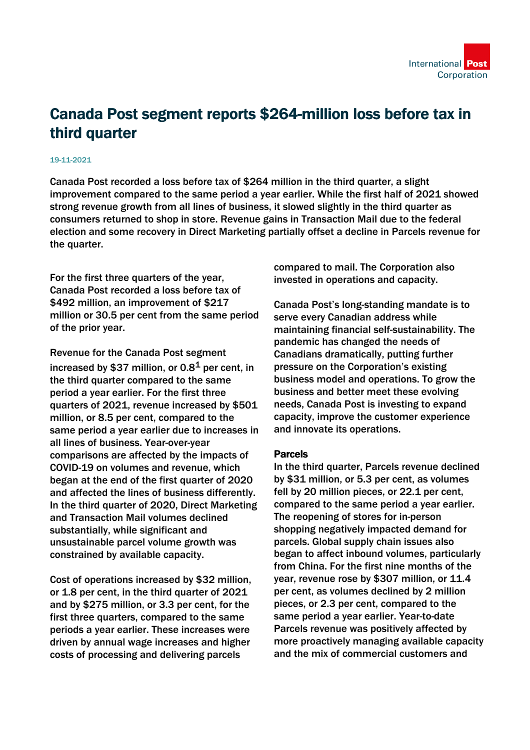# Canada Post segment reports $264-million loss before tax in third quarter

19-11-2021

Canada Post recorded a loss before tax of $264 million in the third quarter, a slight improvement compared to the same period a year earlier. While the first half of 2021 showed strong revenue growth from all lines of business, it slowed slightly in the third quarter as consumers returned to shop in store. Revenue gains in Transaction Mail due to the federal election and some recovery in Direct Marketing partially offset a decline in Parcels revenue for the quarter.

For the first three quarters of the year, Canada Post recorded a loss before tax of $492 million, an improvement of $217 million or 30.5 per cent from the same period of the prior year.

Revenue for the Canada Post segment increased by $37 million, or 0.8[1] per cent, in the third quarter compared to the same period a year earlier. For the first three quarters of 2021, revenue increased by $501 million, or 8.5 per cent, compared to the same period a year earlier due to increases in all lines of business. Year-over-year comparisons are affected by the impacts of COVID-19 on volumes and revenue, which began at the end of the first quarter of 2020 and affected the lines of business differently. In the third quarter of 2020, Direct Marketing and Transaction Mail volumes declined substantially, while significant and unsustainable parcel volume growth was constrained by available capacity.

Cost of operations increased by $32 million, or 1.8 per cent, in the third quarter of 2021 and by $275 million, or 3.3 per cent, for the first three quarters, compared to the same periods a year earlier. These increases were driven by annual wage increases and higher costs of processing and delivering parcels compared to mail. The Corporation also invested in operations and capacity.

Canada Post's long-standing mandate is to serve every Canadian address while maintaining financial self-sustainability. The pandemic has changed the needs of Canadians dramatically, putting further pressure on the Corporation's existing business model and operations. To grow the business and better meet these evolving needs, Canada Post is investing to expand capacity, improve the customer experience and innovate its operations.

### Parcels

In the third quarter, Parcels revenue declined by $31 million, or 5.3 per cent, as volumes fell by 20 million pieces, or 22.1 per cent, compared to the same period a year earlier. The reopening of stores for in-person shopping negatively impacted demand for parcels. Global supply chain issues also began to affect inbound volumes, particularly from China. For the first nine months of the year, revenue rose by $307 million, or 11.4 per cent, as volumes declined by 2 million pieces, or 2.3 per cent, compared to the same period a year earlier. Year-to-date Parcels revenue was positively affected by more proactively managing available capacity and the mix of commercial customers and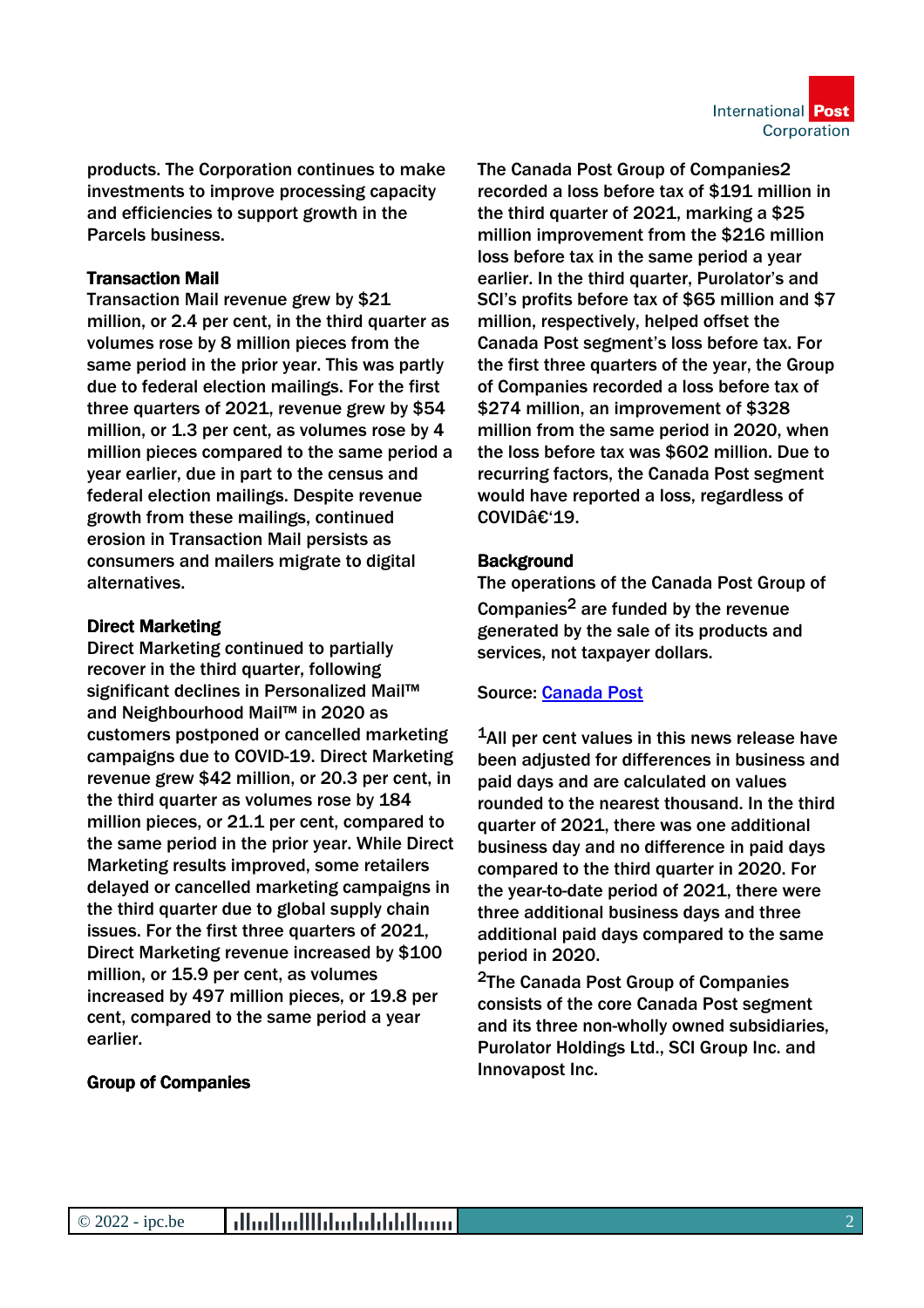products. The Corporation continues to make investments to improve processing capacity and efficiencies to support growth in the Parcels business.

**Transaction Mail**

Transaction Mail revenue grew by $21 million, or 2.4 per cent, in the third quarter as volumes rose by 8 million pieces from the same period in the prior year. This was partly due to federal election mailings. For the first three quarters of 2021, revenue grew by $54 million, or 1.3 per cent, as volumes rose by 4 million pieces compared to the same period a year earlier, due in part to the census and federal election mailings. Despite revenue growth from these mailings, continued erosion in Transaction Mail persists as consumers and mailers migrate to digital alternatives.

**Direct Marketing**

Direct Marketing continued to partially recover in the third quarter, following significant declines in Personalized Mail™ and Neighbourhood Mail™ in 2020 as customers postponed or cancelled marketing campaigns due to COVID-19. Direct Marketing revenue grew $42 million, or 20.3 per cent, in the third quarter as volumes rose by 184 million pieces, or 21.1 per cent, compared to the same period in the prior year. While Direct Marketing results improved, some retailers delayed or cancelled marketing campaigns in the third quarter due to global supply chain issues. For the first three quarters of 2021, Direct Marketing revenue increased by $100 million, or 15.9 per cent, as volumes increased by 497 million pieces, or 19.8 per cent, compared to the same period a year earlier.

**Group of Companies**

The Canada Post Group of Companies2 recorded a loss before tax of $191 million in the third quarter of 2021, marking a $25 million improvement from the $216 million loss before tax in the same period a year earlier. In the third quarter, Purolator's and SCI's profits before tax of $65 million and $7 million, respectively, helped offset the Canada Post segment's loss before tax. For the first three quarters of the year, the Group of Companies recorded a loss before tax of $274 million, an improvement of $328 million from the same period in 2020, when the loss before tax was $602 million. Due to recurring factors, the Canada Post segment would have reported a loss, regardless of COVIDâ€'19.

**Background**

The operations of the Canada Post Group of Companies[2] are funded by the revenue generated by the sale of its products and services, not taxpayer dollars.

Source: [Canada Post]

[1]All per cent values in this news release have been adjusted for differences in business and paid days and are calculated on values rounded to the nearest thousand. In the third quarter of 2021, there was one additional business day and no difference in paid days compared to the third quarter in 2020. For the year-to-date period of 2021, there were three additional business days and three additional paid days compared to the same period in 2020.

[2]The Canada Post Group of Companies consists of the core Canada Post segment and its three non-wholly owned subsidiaries, Purolator Holdings Ltd., SCI Group Inc. and Innovapost Inc.